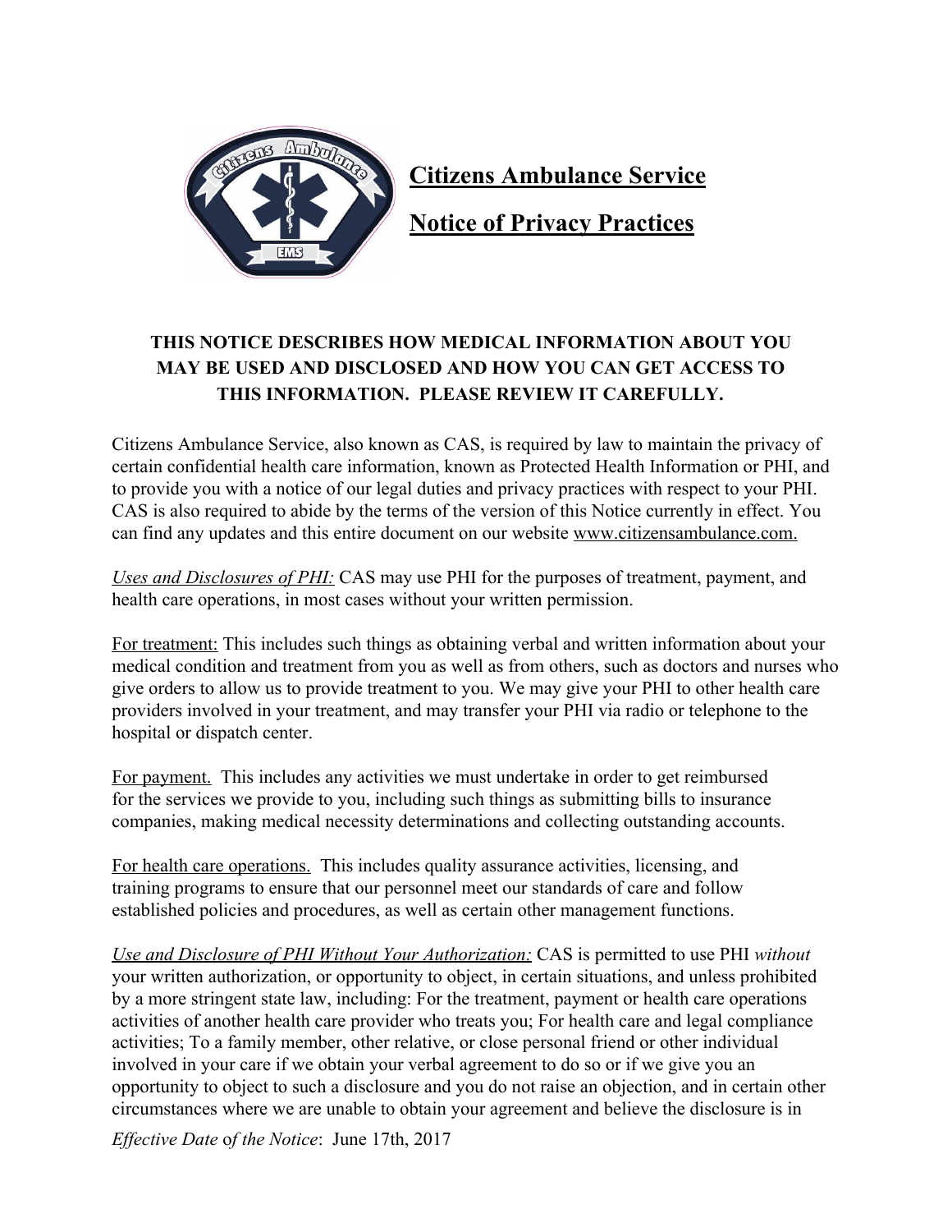# Citizens Ambulance Service

# Notice of Privacy Practices

**THIS NOTICE DESCRIBES HOW MEDICAL INFORMATION ABOUT YOU MAY BE USED AND DISCLOSED AND HOW YOU CAN GET ACCESS TO THIS INFORMATION. PLEASE REVIEW IT CAREFULLY.**

Citizens Ambulance Service, also known as CAS, is required by law to maintain the privacy of certain confidential health care information, known as Protected Health Information or PHI, and to provide you with a notice of our legal duties and privacy practices with respect to your PHI. CAS is also required to abide by the terms of the version of this Notice currently in effect. You can find any updates and this entire document on our website www.citizensambulance.com.

*Uses and Disclosures of PHI:* CAS may use PHI for the purposes of treatment, payment, and health care operations, in most cases without your written permission.

For treatment: This includes such things as obtaining verbal and written information about your medical condition and treatment from you as well as from others, such as doctors and nurses who give orders to allow us to provide treatment to you. We may give your PHI to other health care providers involved in your treatment, and may transfer your PHI via radio or telephone to the hospital or dispatch center.

For payment. This includes any activities we must undertake in order to get reimbursed for the services we provide to you, including such things as submitting bills to insurance companies, making medical necessity determinations and collecting outstanding accounts.

For health care operations. This includes quality assurance activities, licensing, and training programs to ensure that our personnel meet our standards of care and follow established policies and procedures, as well as certain other management functions.

*Use and Disclosure of PHI Without Your Authorization:* CAS is permitted to use PHI *without* your written authorization, or opportunity to object, in certain situations, and unless prohibited by a more stringent state law, including: For the treatment, payment or health care operations activities of another health care provider who treats you; For health care and legal compliance activities; To a family member, other relative, or close personal friend or other individual involved in your care if we obtain your verbal agreement to do so or if we give you an opportunity to object to such a disclosure and you do not raise an objection, and in certain other circumstances where we are unable to obtain your agreement and believe the disclosure is in

*Effective Date of the Notice*: June 17th, 2017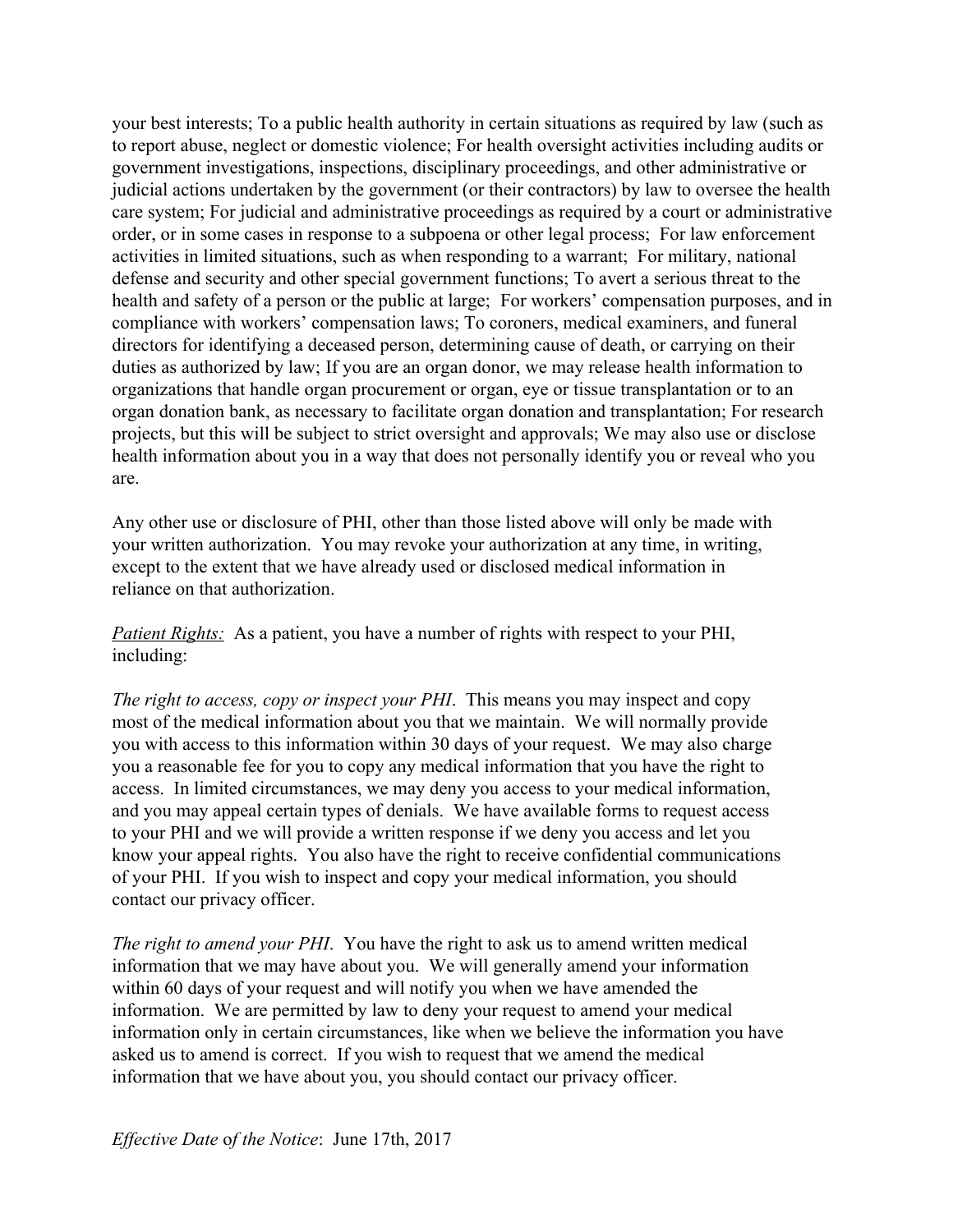your best interests; To a public health authority in certain situations as required by law (such as to report abuse, neglect or domestic violence; For health oversight activities including audits or government investigations, inspections, disciplinary proceedings, and other administrative or judicial actions undertaken by the government (or their contractors) by law to oversee the health care system; For judicial and administrative proceedings as required by a court or administrative order, or in some cases in response to a subpoena or other legal process; For law enforcement activities in limited situations, such as when responding to a warrant; For military, national defense and security and other special government functions; To avert a serious threat to the health and safety of a person or the public at large; For workers' compensation purposes, and in compliance with workers' compensation laws; To coroners, medical examiners, and funeral directors for identifying a deceased person, determining cause of death, or carrying on their duties as authorized by law; If you are an organ donor, we may release health information to organizations that handle organ procurement or organ, eye or tissue transplantation or to an organ donation bank, as necessary to facilitate organ donation and transplantation; For research projects, but this will be subject to strict oversight and approvals; We may also use or disclose health information about you in a way that does not personally identify you or reveal who you are.

Any other use or disclosure of PHI, other than those listed above will only be made with your written authorization. You may revoke your authorization at any time, in writing, except to the extent that we have already used or disclosed medical information in reliance on that authorization.

*Patient Rights:* As a patient, you have a number of rights with respect to your PHI, including:

*The right to access, copy or inspect your PHI*. This means you may inspect and copy most of the medical information about you that we maintain. We will normally provide you with access to this information within 30 days of your request. We may also charge you a reasonable fee for you to copy any medical information that you have the right to access. In limited circumstances, we may deny you access to your medical information, and you may appeal certain types of denials. We have available forms to request access to your PHI and we will provide a written response if we deny you access and let you know your appeal rights. You also have the right to receive confidential communications of your PHI. If you wish to inspect and copy your medical information, you should contact our privacy officer.

*The right to amend your PHI*. You have the right to ask us to amend written medical information that we may have about you. We will generally amend your information within 60 days of your request and will notify you when we have amended the information. We are permitted by law to deny your request to amend your medical information only in certain circumstances, like when we believe the information you have asked us to amend is correct. If you wish to request that we amend the medical information that we have about you, you should contact our privacy officer.

*Effective Date* of *the Notice*: June 17th, 2017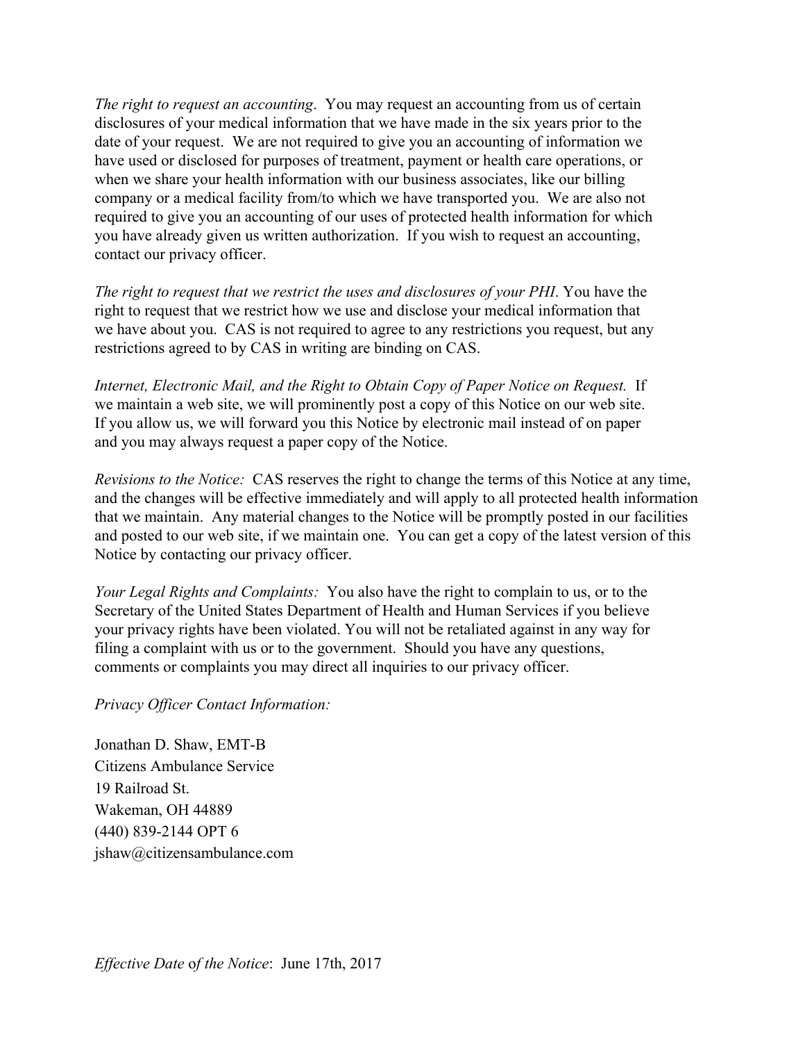*The right to request an accounting*. You may request an accounting from us of certain disclosures of your medical information that we have made in the six years prior to the date of your request. We are not required to give you an accounting of information we have used or disclosed for purposes of treatment, payment or health care operations, or when we share your health information with our business associates, like our billing company or a medical facility from/to which we have transported you. We are also not required to give you an accounting of our uses of protected health information for which you have already given us written authorization. If you wish to request an accounting, contact our privacy officer.

*The right to request that we restrict the uses and disclosures of your PHI*. You have the right to request that we restrict how we use and disclose your medical information that we have about you. CAS is not required to agree to any restrictions you request, but any restrictions agreed to by CAS in writing are binding on CAS.

*Internet, Electronic Mail, and the Right to Obtain Copy of Paper Notice on Request.* If we maintain a web site, we will prominently post a copy of this Notice on our web site. If you allow us, we will forward you this Notice by electronic mail instead of on paper and you may always request a paper copy of the Notice.

*Revisions to the Notice:* CAS reserves the right to change the terms of this Notice at any time, and the changes will be effective immediately and will apply to all protected health information that we maintain. Any material changes to the Notice will be promptly posted in our facilities and posted to our web site, if we maintain one. You can get a copy of the latest version of this Notice by contacting our privacy officer.

*Your Legal Rights and Complaints:* You also have the right to complain to us, or to the Secretary of the United States Department of Health and Human Services if you believe your privacy rights have been violated. You will not be retaliated against in any way for filing a complaint with us or to the government. Should you have any questions, comments or complaints you may direct all inquiries to our privacy officer.

*Privacy Officer Contact Information:*

Jonathan D. Shaw, EMT-B
Citizens Ambulance Service
19 Railroad St.
Wakeman, OH 44889
(440) 839-2144 OPT 6
jshaw@citizensambulance.com

*Effective Date* of *the Notice*: June 17th, 2017